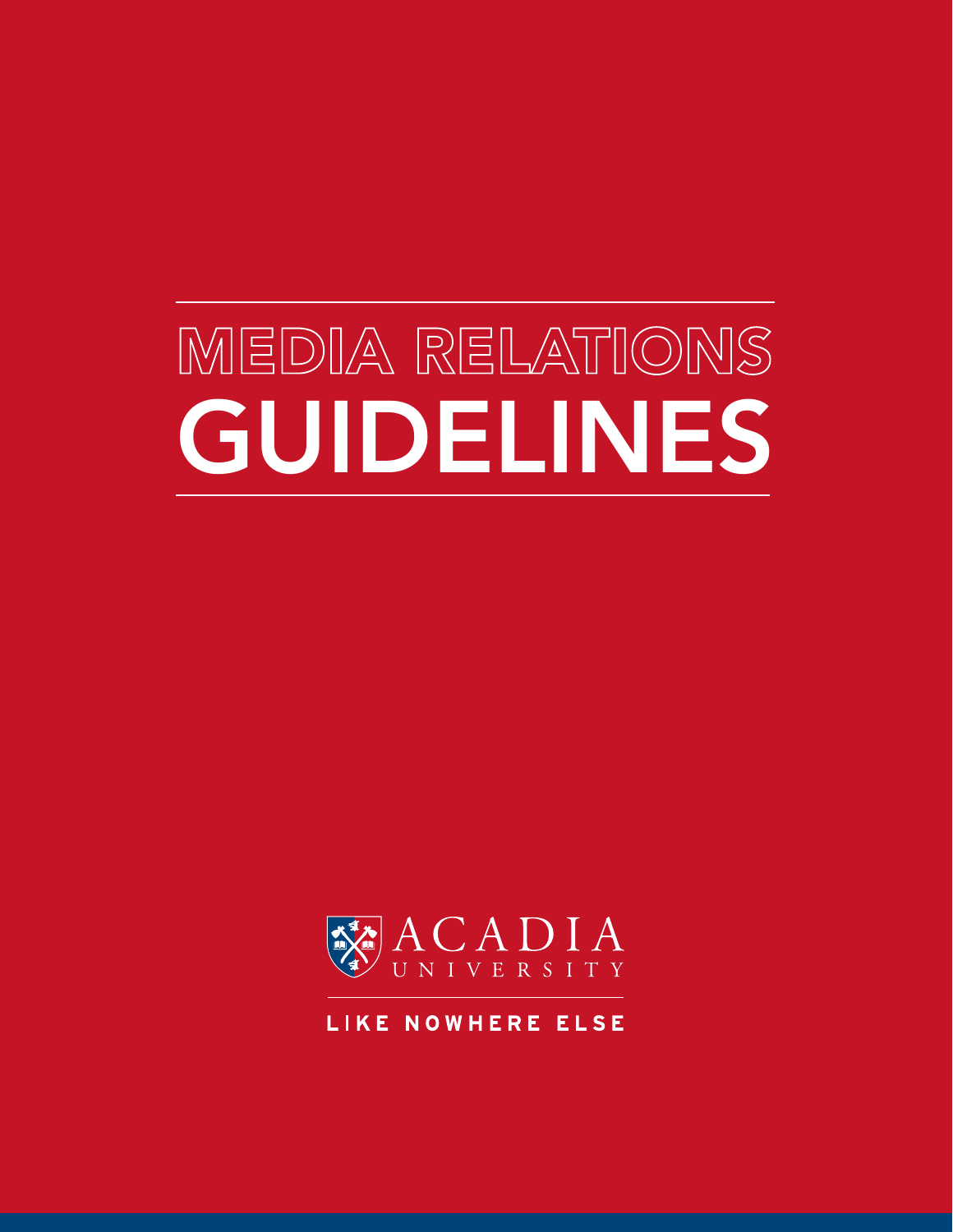# MEDIA RELATIONS GUIDELINES

ACADIA UNIVERSITY

LIKE NOWHERE ELSE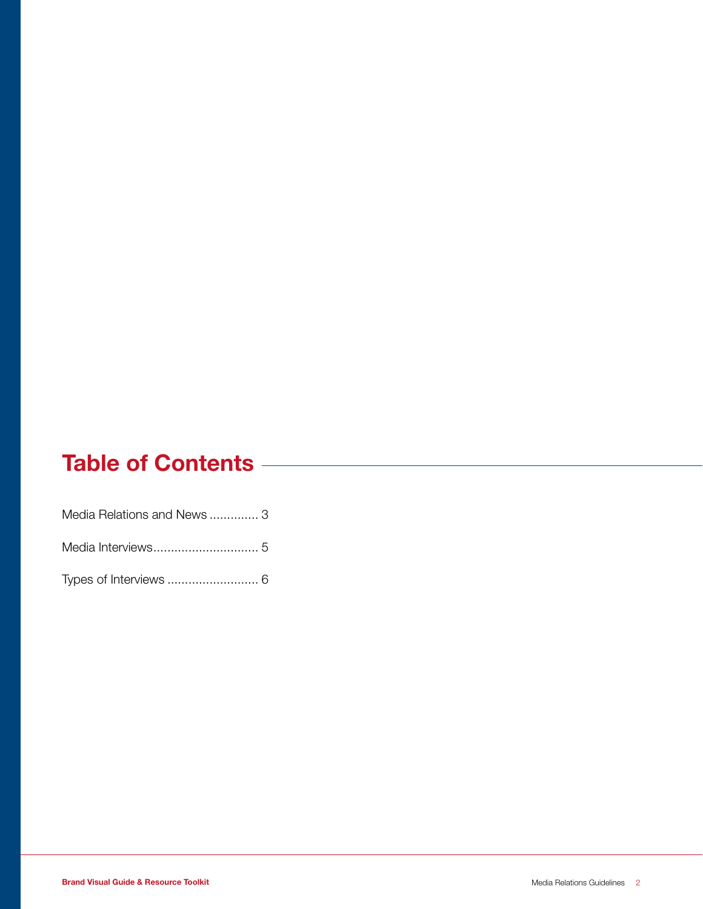# Table of Contents

Media Relations and News .............. 3

Media Interviews.............................. 5

Types of Interviews .......................... 6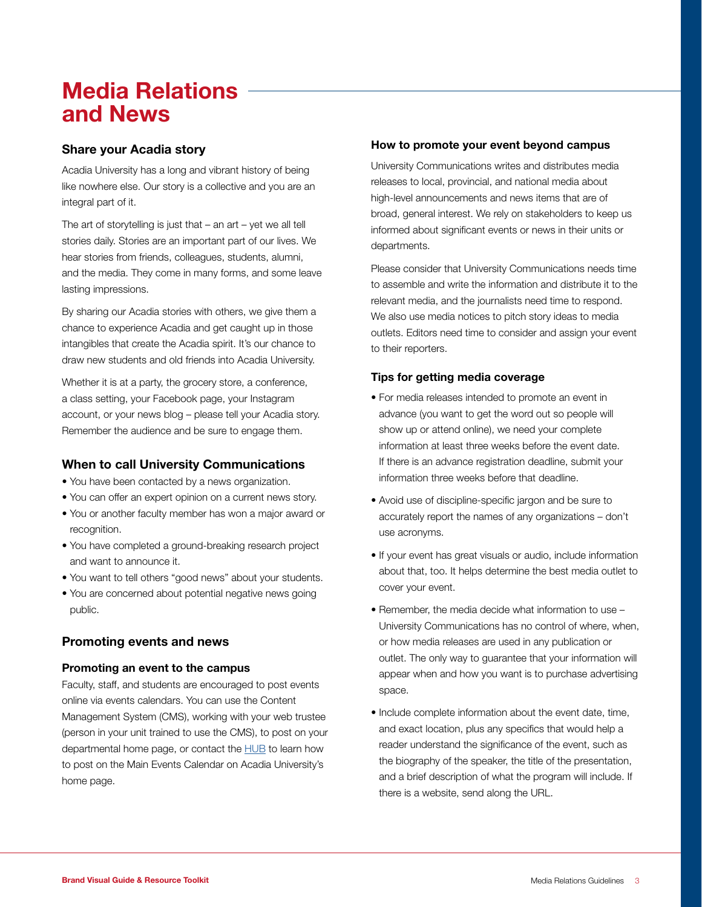# Media Relations and News

### Share your Acadia story

Acadia University has a long and vibrant history of being like nowhere else. Our story is a collective and you are an integral part of it.

The art of storytelling is just that – an art – yet we all tell stories daily. Stories are an important part of our lives. We hear stories from friends, colleagues, students, alumni, and the media. They come in many forms, and some leave lasting impressions.

By sharing our Acadia stories with others, we give them a chance to experience Acadia and get caught up in those intangibles that create the Acadia spirit. It's our chance to draw new students and old friends into Acadia University.

Whether it is at a party, the grocery store, a conference, a class setting, your Facebook page, your Instagram account, or your news blog – please tell your Acadia story. Remember the audience and be sure to engage them.

## When to call University Communications

- You have been contacted by a news organization.
- You can offer an expert opinion on a current news story.
- You or another faculty member has won a major award or recognition.
- You have completed a ground-breaking research project and want to announce it.
- You want to tell others "good news" about your students.
- You are concerned about potential negative news going public.

## Promoting events and news

### Promoting an event to the campus

Faculty, staff, and students are encouraged to post events online via events calendars. You can use the Content Management System (CMS), working with your web trustee (person in your unit trained to use the CMS), to post on your departmental home page, or contact the HUB to learn how to post on the Main Events Calendar on Acadia University's home page.

### How to promote your event beyond campus

University Communications writes and distributes media releases to local, provincial, and national media about high-level announcements and news items that are of broad, general interest. We rely on stakeholders to keep us informed about significant events or news in their units or departments.

Please consider that University Communications needs time to assemble and write the information and distribute it to the relevant media, and the journalists need time to respond. We also use media notices to pitch story ideas to media outlets. Editors need time to consider and assign your event to their reporters.

### Tips for getting media coverage

- For media releases intended to promote an event in advance (you want to get the word out so people will show up or attend online), we need your complete information at least three weeks before the event date. If there is an advance registration deadline, submit your information three weeks before that deadline.
- Avoid use of discipline-specific jargon and be sure to accurately report the names of any organizations – don't use acronyms.
- If your event has great visuals or audio, include information about that, too. It helps determine the best media outlet to cover your event.
- Remember, the media decide what information to use – University Communications has no control of where, when, or how media releases are used in any publication or outlet. The only way to guarantee that your information will appear when and how you want is to purchase advertising space.
- Include complete information about the event date, time, and exact location, plus any specifics that would help a reader understand the significance of the event, such as the biography of the speaker, the title of the presentation, and a brief description of what the program will include. If there is a website, send along the URL.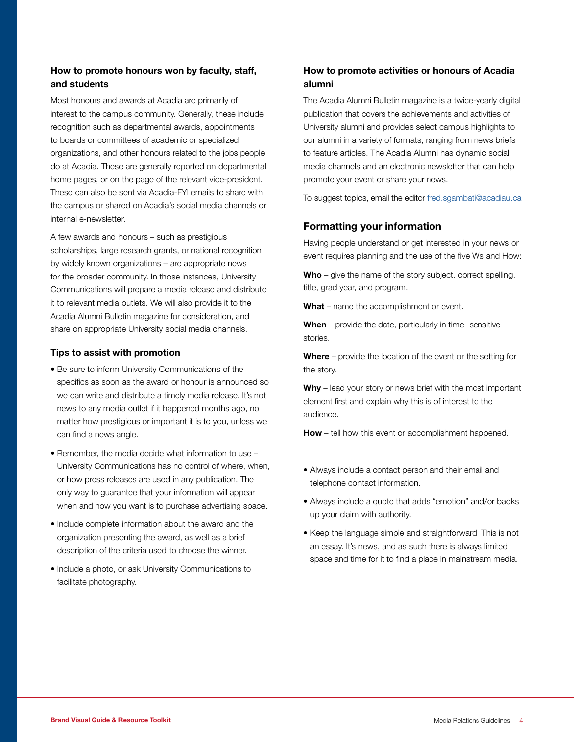### How to promote honours won by faculty, staff, and students

Most honours and awards at Acadia are primarily of interest to the campus community. Generally, these include recognition such as departmental awards, appointments to boards or committees of academic or specialized organizations, and other honours related to the jobs people do at Acadia. These are generally reported on departmental home pages, or on the page of the relevant vice-president. These can also be sent via Acadia-FYI emails to share with the campus or shared on Acadia's social media channels or internal e-newsletter.

A few awards and honours – such as prestigious scholarships, large research grants, or national recognition by widely known organizations – are appropriate news for the broader community. In those instances, University Communications will prepare a media release and distribute it to relevant media outlets. We will also provide it to the Acadia Alumni Bulletin magazine for consideration, and share on appropriate University social media channels.

### Tips to assist with promotion

- Be sure to inform University Communications of the specifics as soon as the award or honour is announced so we can write and distribute a timely media release. It's not news to any media outlet if it happened months ago, no matter how prestigious or important it is to you, unless we can find a news angle.
- Remember, the media decide what information to use – University Communications has no control of where, when, or how press releases are used in any publication. The only way to guarantee that your information will appear when and how you want is to purchase advertising space.
- Include complete information about the award and the organization presenting the award, as well as a brief description of the criteria used to choose the winner.
- Include a photo, or ask University Communications to facilitate photography.

### How to promote activities or honours of Acadia alumni

The Acadia Alumni Bulletin magazine is a twice-yearly digital publication that covers the achievements and activities of University alumni and provides select campus highlights to our alumni in a variety of formats, ranging from news briefs to feature articles. The Acadia Alumni has dynamic social media channels and an electronic newsletter that can help promote your event or share your news.

To suggest topics, email the editor fred.sgambati@acadiau.ca

## Formatting your information

Having people understand or get interested in your news or event requires planning and the use of the five Ws and How:

**Who** – give the name of the story subject, correct spelling, title, grad year, and program.

**What** – name the accomplishment or event.

**When** – provide the date, particularly in time- sensitive stories.

**Where** – provide the location of the event or the setting for the story.

**Why** – lead your story or news brief with the most important element first and explain why this is of interest to the audience.

**How** – tell how this event or accomplishment happened.

- Always include a contact person and their email and telephone contact information.
- Always include a quote that adds "emotion" and/or backs up your claim with authority.
- Keep the language simple and straightforward. This is not an essay. It's news, and as such there is always limited space and time for it to find a place in mainstream media.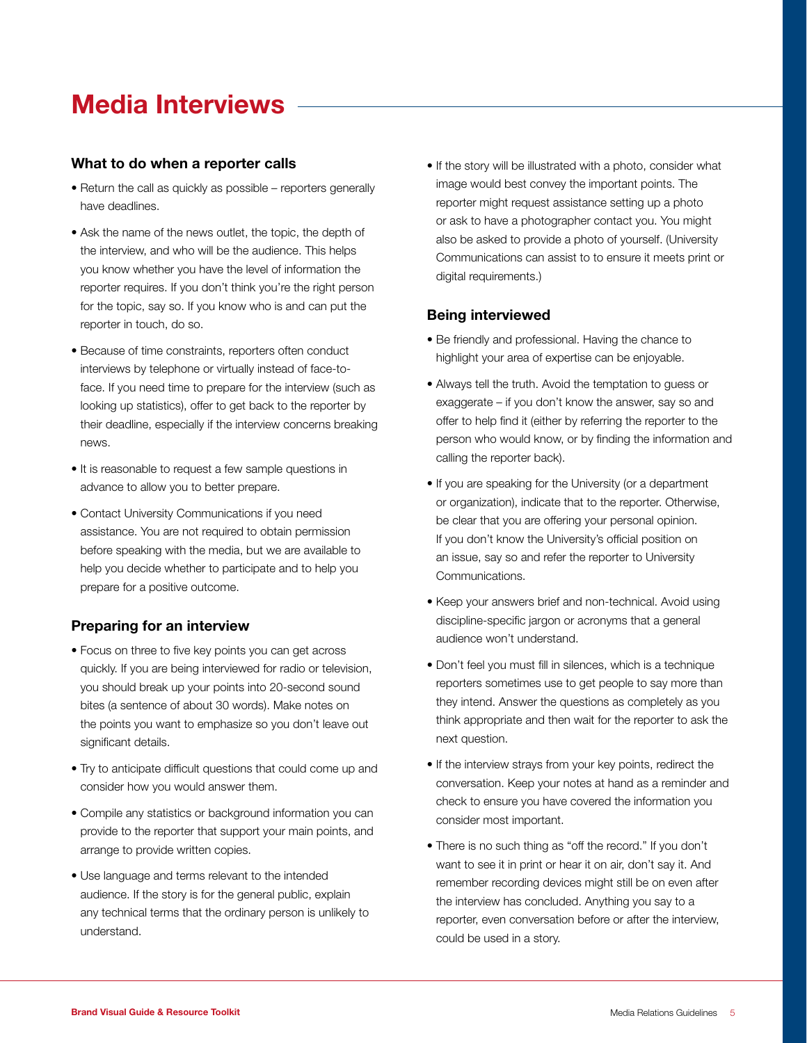# Media Interviews

### What to do when a reporter calls

- Return the call as quickly as possible – reporters generally have deadlines.
- Ask the name of the news outlet, the topic, the depth of the interview, and who will be the audience. This helps you know whether you have the level of information the reporter requires. If you don't think you're the right person for the topic, say so. If you know who is and can put the reporter in touch, do so.
- Because of time constraints, reporters often conduct interviews by telephone or virtually instead of face-to-face. If you need time to prepare for the interview (such as looking up statistics), offer to get back to the reporter by their deadline, especially if the interview concerns breaking news.
- It is reasonable to request a few sample questions in advance to allow you to better prepare.
- Contact University Communications if you need assistance. You are not required to obtain permission before speaking with the media, but we are available to help you decide whether to participate and to help you prepare for a positive outcome.

### Preparing for an interview

- Focus on three to five key points you can get across quickly. If you are being interviewed for radio or television, you should break up your points into 20-second sound bites (a sentence of about 30 words). Make notes on the points you want to emphasize so you don't leave out significant details.
- Try to anticipate difficult questions that could come up and consider how you would answer them.
- Compile any statistics or background information you can provide to the reporter that support your main points, and arrange to provide written copies.
- Use language and terms relevant to the intended audience. If the story is for the general public, explain any technical terms that the ordinary person is unlikely to understand.
- If the story will be illustrated with a photo, consider what image would best convey the important points. The reporter might request assistance setting up a photo or ask to have a photographer contact you. You might also be asked to provide a photo of yourself. (University Communications can assist to to ensure it meets print or digital requirements.)

### Being interviewed

- Be friendly and professional. Having the chance to highlight your area of expertise can be enjoyable.
- Always tell the truth. Avoid the temptation to guess or exaggerate – if you don't know the answer, say so and offer to help find it (either by referring the reporter to the person who would know, or by finding the information and calling the reporter back).
- If you are speaking for the University (or a department or organization), indicate that to the reporter. Otherwise, be clear that you are offering your personal opinion. If you don't know the University's official position on an issue, say so and refer the reporter to University Communications.
- Keep your answers brief and non-technical. Avoid using discipline-specific jargon or acronyms that a general audience won't understand.
- Don't feel you must fill in silences, which is a technique reporters sometimes use to get people to say more than they intend. Answer the questions as completely as you think appropriate and then wait for the reporter to ask the next question.
- If the interview strays from your key points, redirect the conversation. Keep your notes at hand as a reminder and check to ensure you have covered the information you consider most important.
- There is no such thing as "off the record." If you don't want to see it in print or hear it on air, don't say it. And remember recording devices might still be on even after the interview has concluded. Anything you say to a reporter, even conversation before or after the interview, could be used in a story.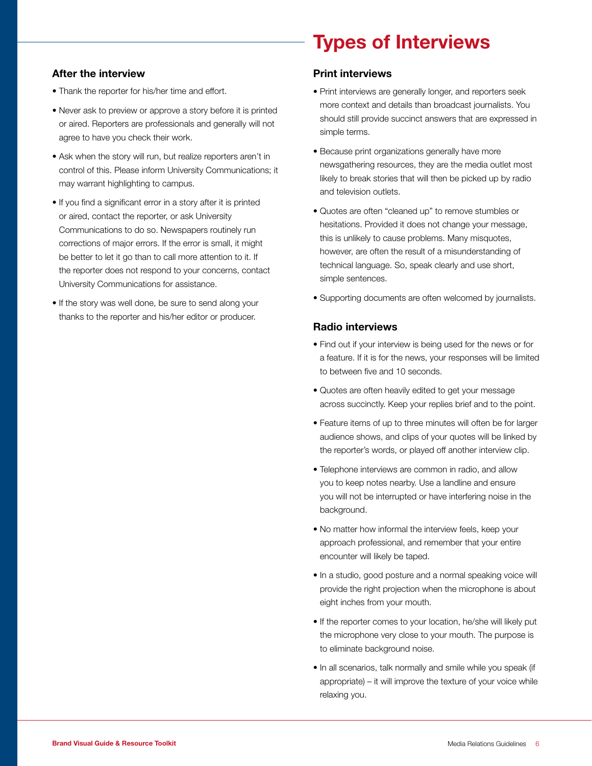### After the interview

- Thank the reporter for his/her time and effort.
- Never ask to preview or approve a story before it is printed or aired. Reporters are professionals and generally will not agree to have you check their work.
- Ask when the story will run, but realize reporters aren't in control of this. Please inform University Communications; it may warrant highlighting to campus.
- If you find a significant error in a story after it is printed or aired, contact the reporter, or ask University Communications to do so. Newspapers routinely run corrections of major errors. If the error is small, it might be better to let it go than to call more attention to it. If the reporter does not respond to your concerns, contact University Communications for assistance.
- If the story was well done, be sure to send along your thanks to the reporter and his/her editor or producer.

# Types of Interviews

### Print interviews

- Print interviews are generally longer, and reporters seek more context and details than broadcast journalists. You should still provide succinct answers that are expressed in simple terms.
- Because print organizations generally have more newsgathering resources, they are the media outlet most likely to break stories that will then be picked up by radio and television outlets.
- Quotes are often "cleaned up" to remove stumbles or hesitations. Provided it does not change your message, this is unlikely to cause problems. Many misquotes, however, are often the result of a misunderstanding of technical language. So, speak clearly and use short, simple sentences.
- Supporting documents are often welcomed by journalists.

### Radio interviews

- Find out if your interview is being used for the news or for a feature. If it is for the news, your responses will be limited to between five and 10 seconds.
- Quotes are often heavily edited to get your message across succinctly. Keep your replies brief and to the point.
- Feature items of up to three minutes will often be for larger audience shows, and clips of your quotes will be linked by the reporter's words, or played off another interview clip.
- Telephone interviews are common in radio, and allow you to keep notes nearby. Use a landline and ensure you will not be interrupted or have interfering noise in the background.
- No matter how informal the interview feels, keep your approach professional, and remember that your entire encounter will likely be taped.
- In a studio, good posture and a normal speaking voice will provide the right projection when the microphone is about eight inches from your mouth.
- If the reporter comes to your location, he/she will likely put the microphone very close to your mouth. The purpose is to eliminate background noise.
- In all scenarios, talk normally and smile while you speak (if appropriate) – it will improve the texture of your voice while relaxing you.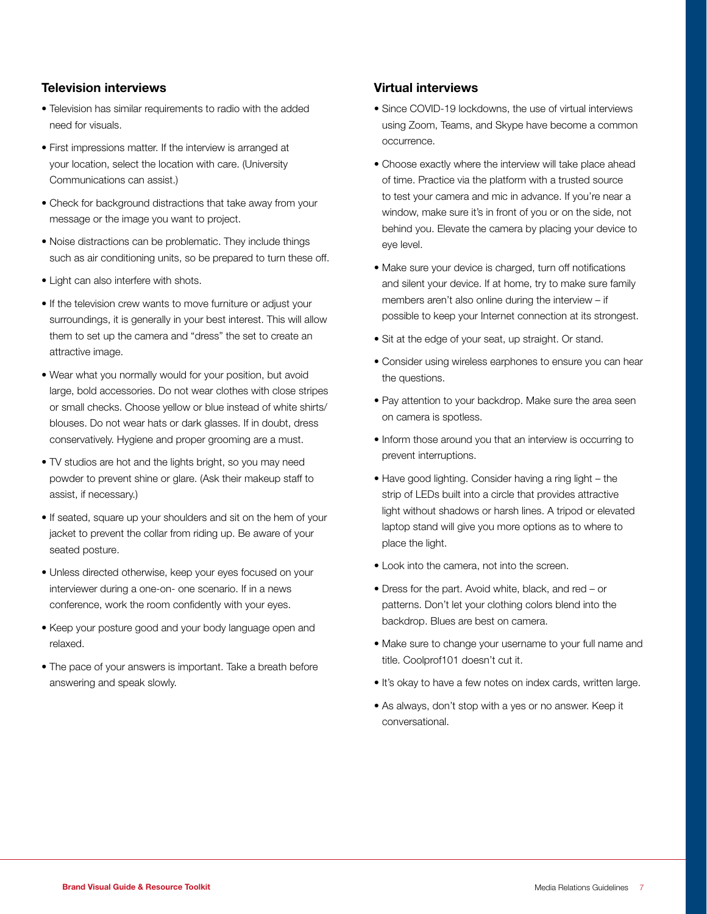### Television interviews

- Television has similar requirements to radio with the added need for visuals.
- First impressions matter. If the interview is arranged at your location, select the location with care. (University Communications can assist.)
- Check for background distractions that take away from your message or the image you want to project.
- Noise distractions can be problematic. They include things such as air conditioning units, so be prepared to turn these off.
- Light can also interfere with shots.
- If the television crew wants to move furniture or adjust your surroundings, it is generally in your best interest. This will allow them to set up the camera and "dress" the set to create an attractive image.
- Wear what you normally would for your position, but avoid large, bold accessories. Do not wear clothes with close stripes or small checks. Choose yellow or blue instead of white shirts/ blouses. Do not wear hats or dark glasses. If in doubt, dress conservatively. Hygiene and proper grooming are a must.
- TV studios are hot and the lights bright, so you may need powder to prevent shine or glare. (Ask their makeup staff to assist, if necessary.)
- If seated, square up your shoulders and sit on the hem of your jacket to prevent the collar from riding up. Be aware of your seated posture.
- Unless directed otherwise, keep your eyes focused on your interviewer during a one-on- one scenario. If in a news conference, work the room confidently with your eyes.
- Keep your posture good and your body language open and relaxed.
- The pace of your answers is important. Take a breath before answering and speak slowly.

### Virtual interviews

- Since COVID-19 lockdowns, the use of virtual interviews using Zoom, Teams, and Skype have become a common occurrence.
- Choose exactly where the interview will take place ahead of time. Practice via the platform with a trusted source to test your camera and mic in advance. If you're near a window, make sure it's in front of you or on the side, not behind you. Elevate the camera by placing your device to eye level.
- Make sure your device is charged, turn off notifications and silent your device. If at home, try to make sure family members aren't also online during the interview – if possible to keep your Internet connection at its strongest.
- Sit at the edge of your seat, up straight. Or stand.
- Consider using wireless earphones to ensure you can hear the questions.
- Pay attention to your backdrop. Make sure the area seen on camera is spotless.
- Inform those around you that an interview is occurring to prevent interruptions.
- Have good lighting. Consider having a ring light – the strip of LEDs built into a circle that provides attractive light without shadows or harsh lines. A tripod or elevated laptop stand will give you more options as to where to place the light.
- Look into the camera, not into the screen.
- Dress for the part. Avoid white, black, and red – or patterns. Don't let your clothing colors blend into the backdrop. Blues are best on camera.
- Make sure to change your username to your full name and title. Coolprof101 doesn't cut it.
- It's okay to have a few notes on index cards, written large.
- As always, don't stop with a yes or no answer. Keep it conversational.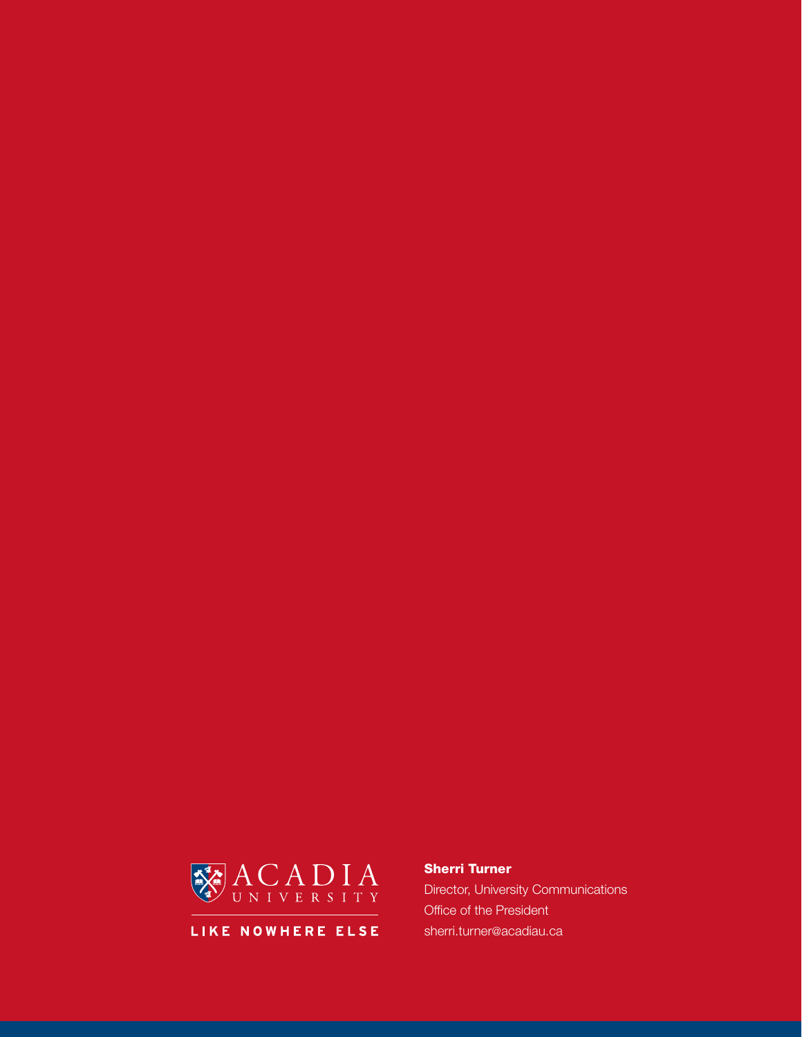ACADIA UNIVERSITY

LIKE NOWHERE ELSE

**Sherri Turner**

Director, University Communications
Office of the President
sherri.turner@acadiau.ca